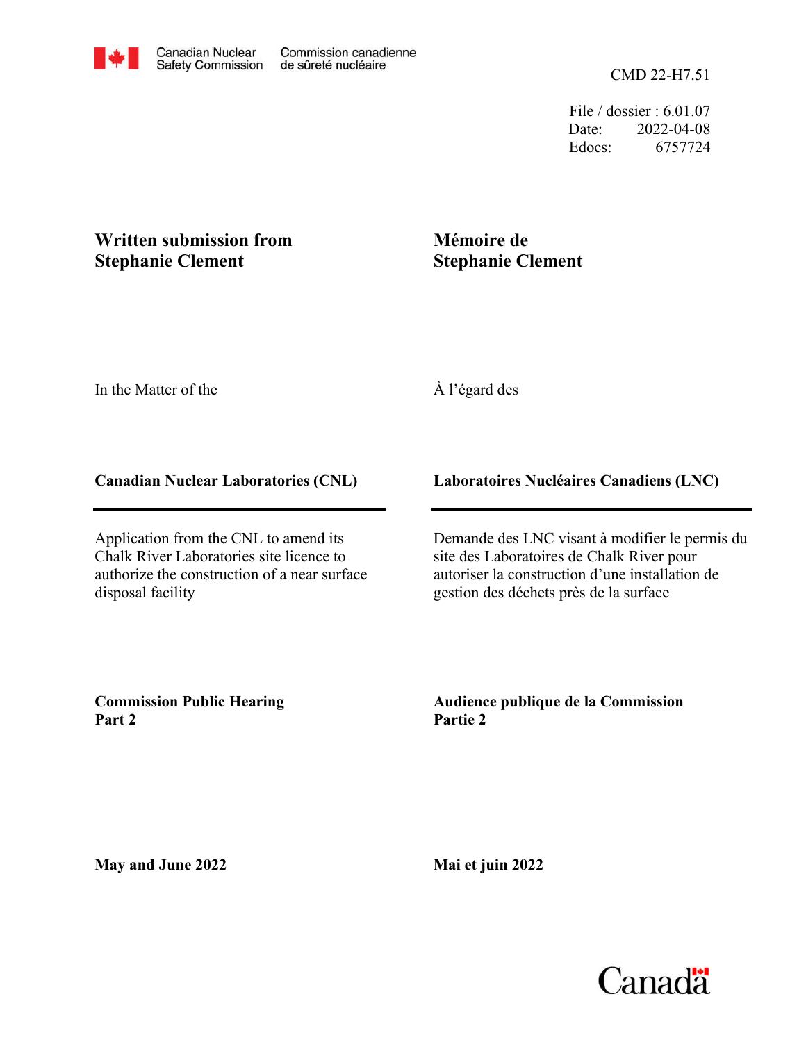Canadian Nuclear Safety Commission | Commission canadienne de sûreté nucléaire

CMD 22-H7.51

File / dossier : 6.01.07
Date: 2022-04-08
Edocs: 6757724

## Written submission from Stephanie Clement

## Mémoire de Stephanie Clement

In the Matter of the

À l'égard des

**Canadian Nuclear Laboratories (CNL)**

**Laboratoires Nucléaires Canadiens (LNC)**

Application from the CNL to amend its Chalk River Laboratories site licence to authorize the construction of a near surface disposal facility

Demande des LNC visant à modifier le permis du site des Laboratoires de Chalk River pour autoriser la construction d'une installation de gestion des déchets près de la surface

**Commission Public Hearing Part 2**

**Audience publique de la Commission Partie 2**

**May and June 2022**

**Mai et juin 2022**

Canada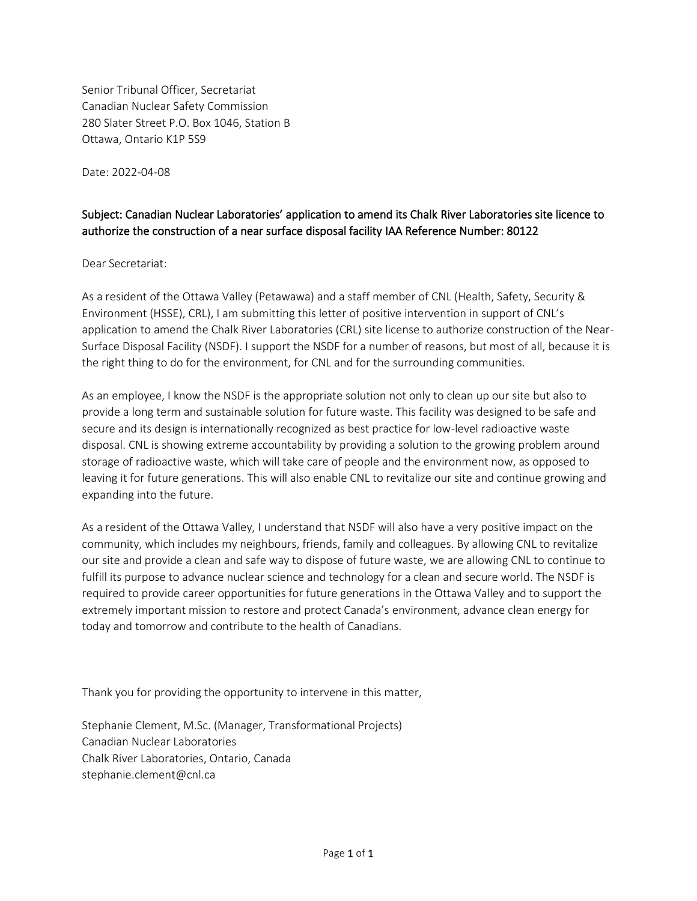Senior Tribunal Officer, Secretariat
Canadian Nuclear Safety Commission
280 Slater Street P.O. Box 1046, Station B
Ottawa, Ontario K1P 5S9

Date: 2022-04-08

## Subject: Canadian Nuclear Laboratories' application to amend its Chalk River Laboratories site licence to authorize the construction of a near surface disposal facility IAA Reference Number: 80122

Dear Secretariat:

As a resident of the Ottawa Valley (Petawawa) and a staff member of CNL (Health, Safety, Security & Environment (HSSE), CRL), I am submitting this letter of positive intervention in support of CNL's application to amend the Chalk River Laboratories (CRL) site license to authorize construction of the Near-Surface Disposal Facility (NSDF). I support the NSDF for a number of reasons, but most of all, because it is the right thing to do for the environment, for CNL and for the surrounding communities.

As an employee, I know the NSDF is the appropriate solution not only to clean up our site but also to provide a long term and sustainable solution for future waste. This facility was designed to be safe and secure and its design is internationally recognized as best practice for low-level radioactive waste disposal. CNL is showing extreme accountability by providing a solution to the growing problem around storage of radioactive waste, which will take care of people and the environment now, as opposed to leaving it for future generations. This will also enable CNL to revitalize our site and continue growing and expanding into the future.

As a resident of the Ottawa Valley, I understand that NSDF will also have a very positive impact on the community, which includes my neighbours, friends, family and colleagues. By allowing CNL to revitalize our site and provide a clean and safe way to dispose of future waste, we are allowing CNL to continue to fulfill its purpose to advance nuclear science and technology for a clean and secure world. The NSDF is required to provide career opportunities for future generations in the Ottawa Valley and to support the extremely important mission to restore and protect Canada's environment, advance clean energy for today and tomorrow and contribute to the health of Canadians.

Thank you for providing the opportunity to intervene in this matter,

Stephanie Clement, M.Sc. (Manager, Transformational Projects)
Canadian Nuclear Laboratories
Chalk River Laboratories, Ontario, Canada
stephanie.clement@cnl.ca